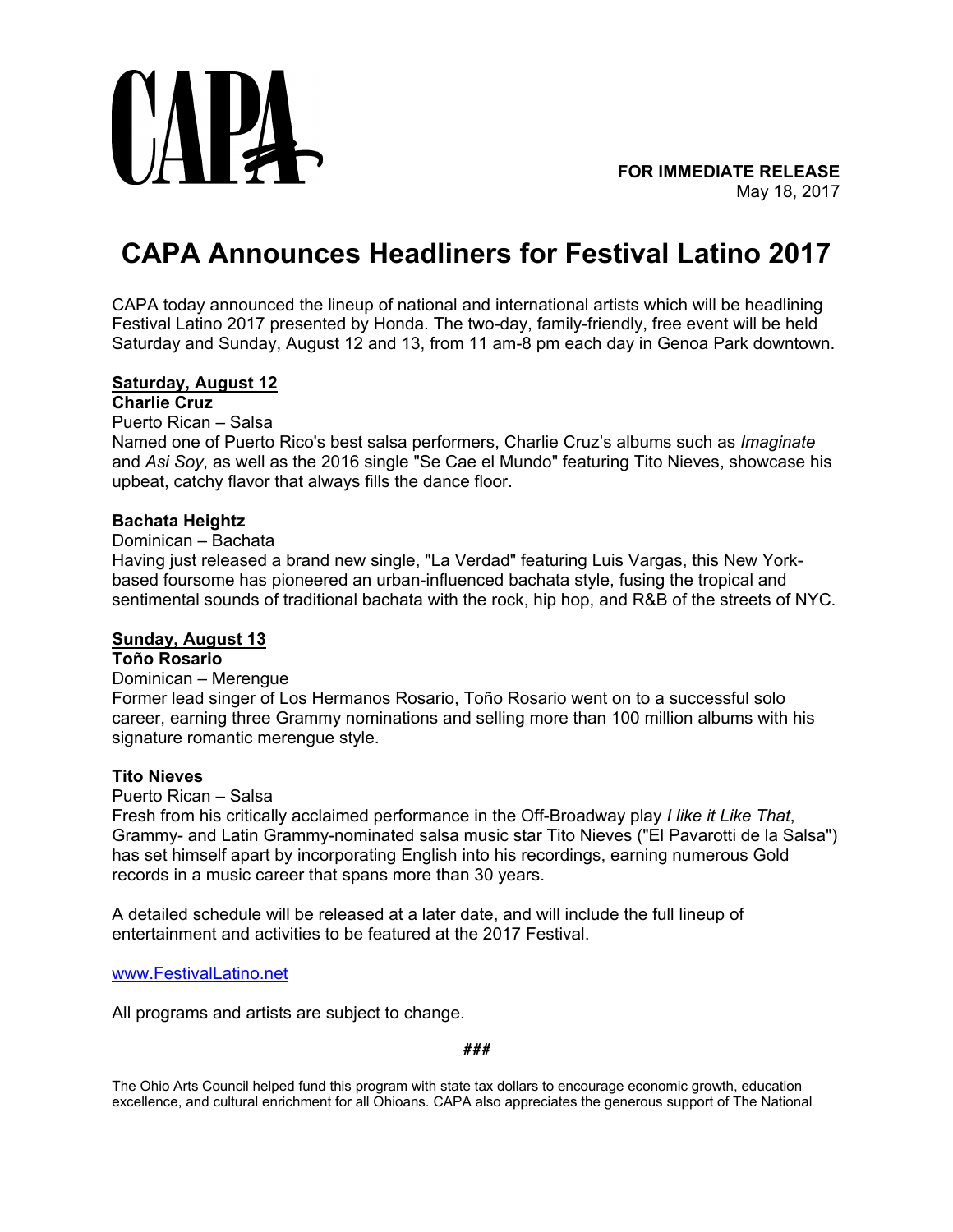CAPA

**FOR IMMEDIATE RELEASE**
May 18, 2017

# CAPA Announces Headliners for Festival Latino 2017

CAPA today announced the lineup of national and international artists which will be headlining Festival Latino 2017 presented by Honda. The two-day, family-friendly, free event will be held Saturday and Sunday, August 12 and 13, from 11 am-8 pm each day in Genoa Park downtown.

**Saturday, August 12**

**Charlie Cruz**
Puerto Rican – Salsa
Named one of Puerto Rico's best salsa performers, Charlie Cruz's albums such as *Imaginate* and *Asi Soy*, as well as the 2016 single "Se Cae el Mundo" featuring Tito Nieves, showcase his upbeat, catchy flavor that always fills the dance floor.

**Bachata Heightz**
Dominican – Bachata
Having just released a brand new single, "La Verdad" featuring Luis Vargas, this New York-based foursome has pioneered an urban-influenced bachata style, fusing the tropical and sentimental sounds of traditional bachata with the rock, hip hop, and R&B of the streets of NYC.

**Sunday, August 13**

**Toño Rosario**
Dominican – Merengue
Former lead singer of Los Hermanos Rosario, Toño Rosario went on to a successful solo career, earning three Grammy nominations and selling more than 100 million albums with his signature romantic merengue style.

**Tito Nieves**
Puerto Rican – Salsa
Fresh from his critically acclaimed performance in the Off-Broadway play *I like it Like That*, Grammy- and Latin Grammy-nominated salsa music star Tito Nieves ("El Pavarotti de la Salsa") has set himself apart by incorporating English into his recordings, earning numerous Gold records in a music career that spans more than 30 years.

A detailed schedule will be released at a later date, and will include the full lineup of entertainment and activities to be featured at the 2017 Festival.

[www.FestivalLatino.net](http://www.FestivalLatino.net)

All programs and artists are subject to change.

***###***

The Ohio Arts Council helped fund this program with state tax dollars to encourage economic growth, education excellence, and cultural enrichment for all Ohioans. CAPA also appreciates the generous support of The National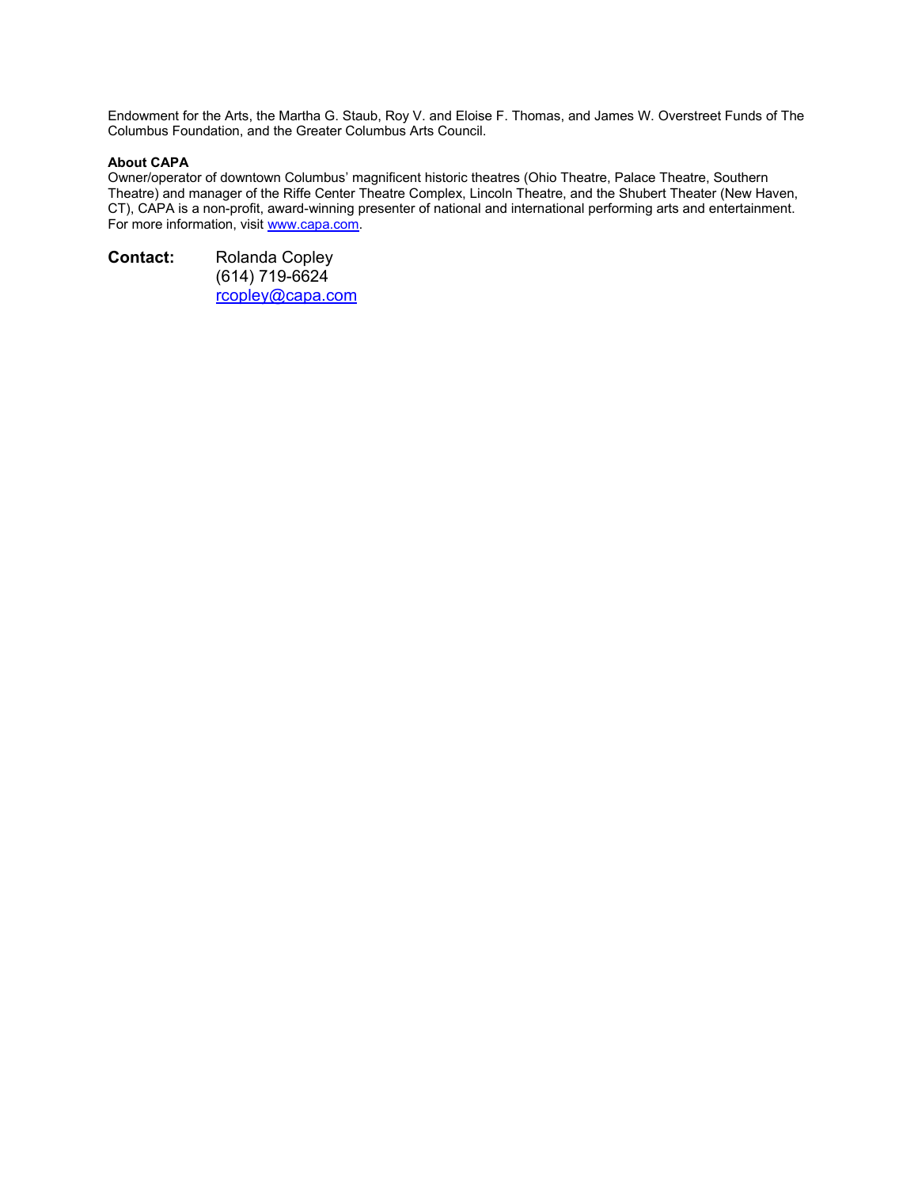Endowment for the Arts, the Martha G. Staub, Roy V. and Eloise F. Thomas, and James W. Overstreet Funds of The Columbus Foundation, and the Greater Columbus Arts Council.

**About CAPA**
Owner/operator of downtown Columbus' magnificent historic theatres (Ohio Theatre, Palace Theatre, Southern Theatre) and manager of the Riffe Center Theatre Complex, Lincoln Theatre, and the Shubert Theater (New Haven, CT), CAPA is a non-profit, award-winning presenter of national and international performing arts and entertainment. For more information, visit www.capa.com.

**Contact:** Rolanda Copley
(614) 719-6624
rcopley@capa.com